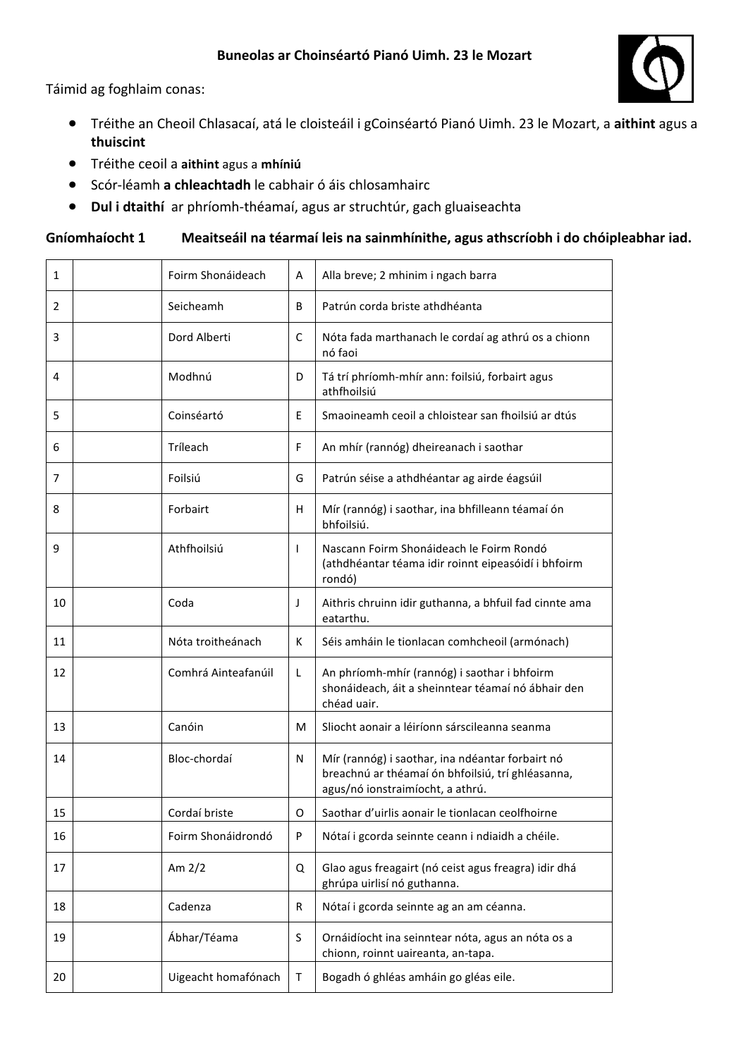**Buneolas ar Choinséártó Pianó Uimh. 23 le Mozart**

Táimid ag foghlaim conas:

- Tréithe an Cheoil Chlasacaí, atá le cloisteáil i gCoinséártó Pianó Uimh. 23 le Mozart, a **aithint** agus a **thuiscint**
- Tréithe ceoil a **aithint** agus a **mhíniú**
- Scór-léamh **a chleachtadh** le cabhair ó áis chlosamhairc
- **Dul i dtaithí** ar phríomh-théamaí, agus ar struchtúr, gach gluaiseachta

**Gníomhaíocht 1 Meaitseáil na téarmaí leis na sainmhínithe, agus athscríobh i do chóipleabhar iad.**

| | | | | |
|---|---|---|---|---|
| 1 | | Foirm Shonáideach | A | Alla breve; 2 mhinim i ngach barra |
| 2 | | Seicheamh | B | Patrún corda briste athdhéanta |
| 3 | | Dord Alberti | C | Nóta fada marthanach le cordaí ag athrú os a chionn nó faoi |
| 4 | | Modhnú | D | Tá trí phríomh-mhír ann: foilsiú, forbairt agus athfhoilsiú |
| 5 | | Coinséártó | E | Smaoineamh ceoil a chloistear san fhoilsiú ar dtús |
| 6 | | Tríleach | F | An mhír (rannóg) dheireanach i saothar |
| 7 | | Foilsiú | G | Patrún séise a athdhéantar ag airde éagsúil |
| 8 | | Forbairt | H | Mír (rannóg) i saothar, ina bhfilleann téamaí ón bhfoilsiú. |
| 9 | | Athfhoilsiú | I | Nascann Foirm Shonáideach le Foirm Rondó (athdhéantar téama idir roinnt eipeasóidí i bhfoirm rondó) |
| 10 | | Coda | J | Aithris chruinn idir guthanna, a bhfuil fad cinnte ama eatarthu. |
| 11 | | Nóta troitheánach | K | Séis amháin le tionlacan comhcheoil (armónach) |
| 12 | | Comhrá Ainteafanúil | L | An phríomh-mhír (rannóg) i saothar i bhfoirm shonáideach, áit a sheinntear téamaí nó ábhair den chéad uair. |
| 13 | | Canóin | M | Sliocht aonair a léiríonn sárscileanna seanma |
| 14 | | Bloc-chordaí | N | Mír (rannóg) i saothar, ina ndéantar forbairt nó breachnú ar théamaí ón bhfoilsiú, trí ghléasanna, agus/nó ionstraimíocht, a athrú. |
| 15 | | Cordaí briste | O | Saothar d'uirlis aonair le tionlacan ceolfhoirne |
| 16 | | Foirm Shonáidrondó | P | Nótaí i gcorda seinnte ceann i ndiaidh a chéile. |
| 17 | | Am 2/2 | Q | Glao agus freagairt (nó ceist agus freagra) idir dhá ghrúpa uirlisí nó guthanna. |
| 18 | | Cadenza | R | Nótaí i gcorda seinnte ag an am céanna. |
| 19 | | Ábhar/Téama | S | Ornáidíocht ina seinntear nóta, agus an nóta os a chionn, roinnt uaireanta, an-tapa. |
| 20 | | Uigeacht homafónach | T | Bogadh ó ghléas amháin go gléas eile. |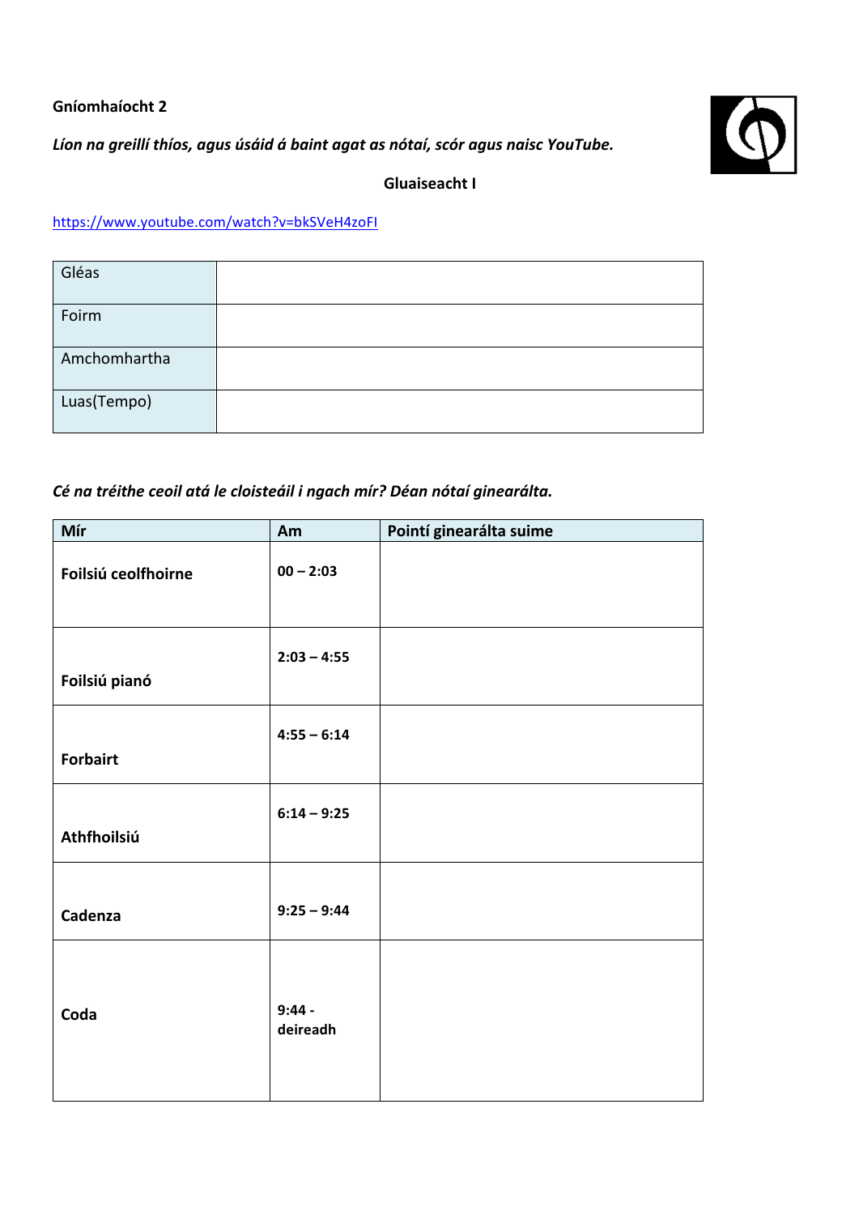**Gníomhaíocht 2**

***Líon na greillí thíos, agus úsáid á baint agat as nótaí, scór agus naisc YouTube.***

**Gluaiseacht I**

https://www.youtube.com/watch?v=bkSVeH4zoFI

| Gléas | |
|---|---|
| Foirm | |
| Amchomhartha | |
| Luas(Tempo) | |

***Cé na tréithe ceoil atá le cloisteáil i ngach mír? Déan nótaí ginearálta.***

| Mír | Am | Pointí ginearálta suime |
|---|---|---|
| **Foilsiú ceolfhoirne** | **00 – 2:03** | |
| **Foilsiú pianó** | **2:03 – 4:55** | |
| **Forbairt** | **4:55 – 6:14** | |
| **Athfhoilsiú** | **6:14 – 9:25** | |
| **Cadenza** | **9:25 – 9:44** | |
| **Coda** | **9:44 - deireadh** | |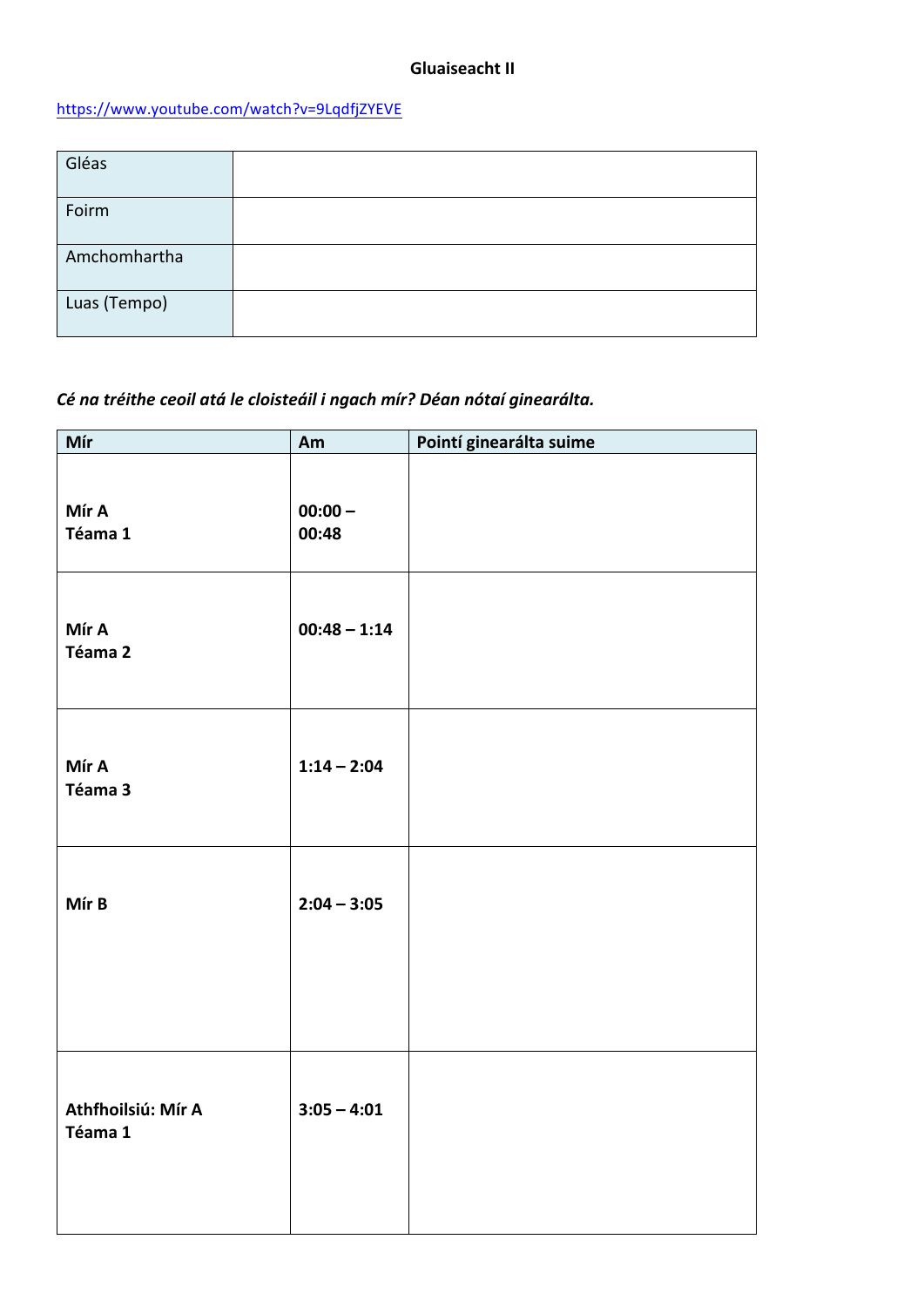**Gluaiseacht II**

https://www.youtube.com/watch?v=9LqdfjZYEVE

| Gléas | |
|---|---|
| Foirm | |
| Amchomhartha | |
| Luas (Tempo) | |

***Cé na tréithe ceoil atá le cloisteáil i ngach mír? Déan nótaí ginearálta.***

| Mír | Am | Pointí ginearálta suime |
|---|---|---|
| **Mír A Téama 1** | **00:00 – 00:48** | |
| **Mír A Téama 2** | **00:48 – 1:14** | |
| **Mír A Téama 3** | **1:14 – 2:04** | |
| **Mír B** | **2:04 – 3:05** | |
| **Athfhoilsiú: Mír A Téama 1** | **3:05 – 4:01** | |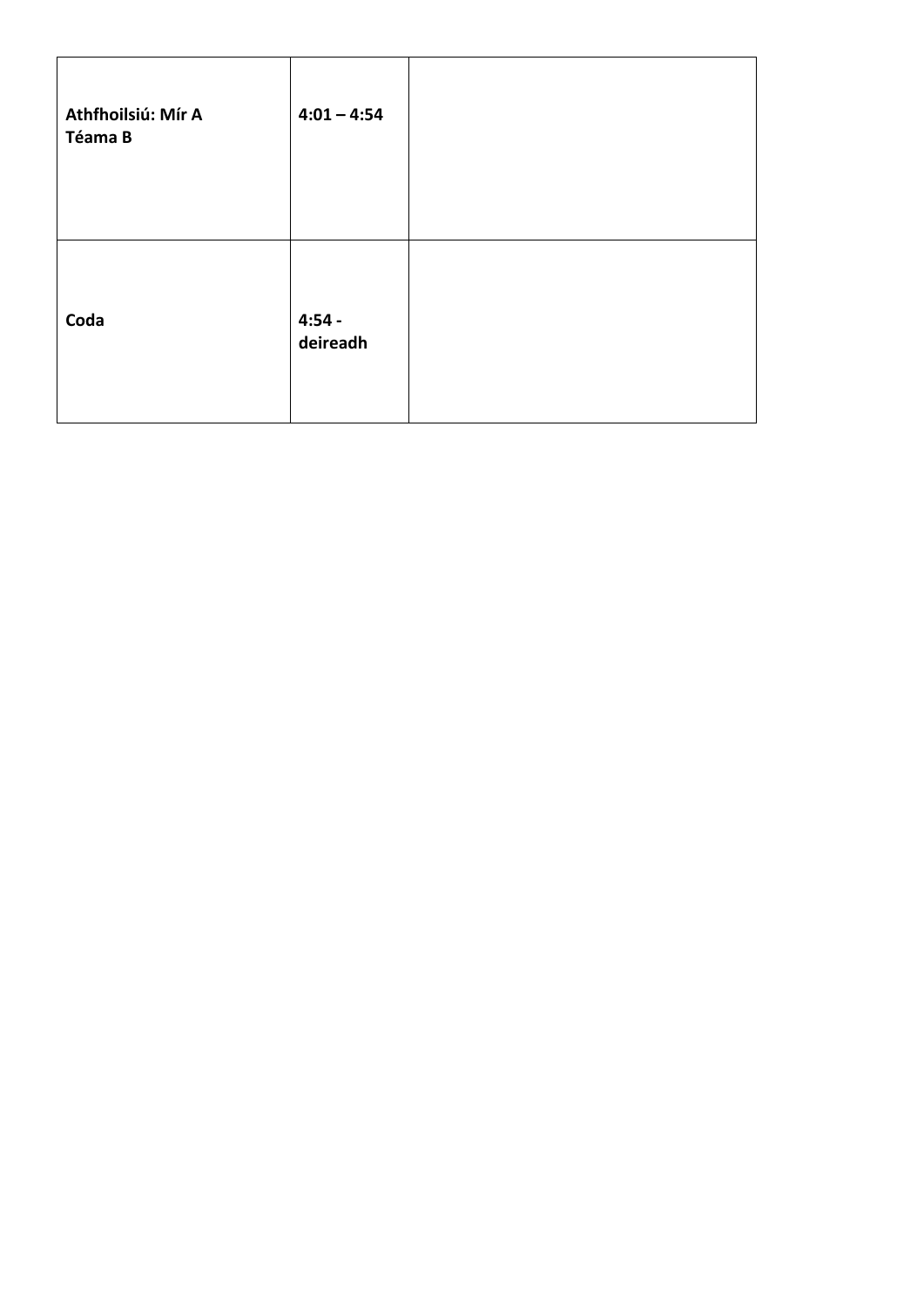| | | |
|---|---|---|
| **Athfhoilsiú: Mír A Téama B** | **4:01 – 4:54** | |
| **Coda** | **4:54 - deireadh** | |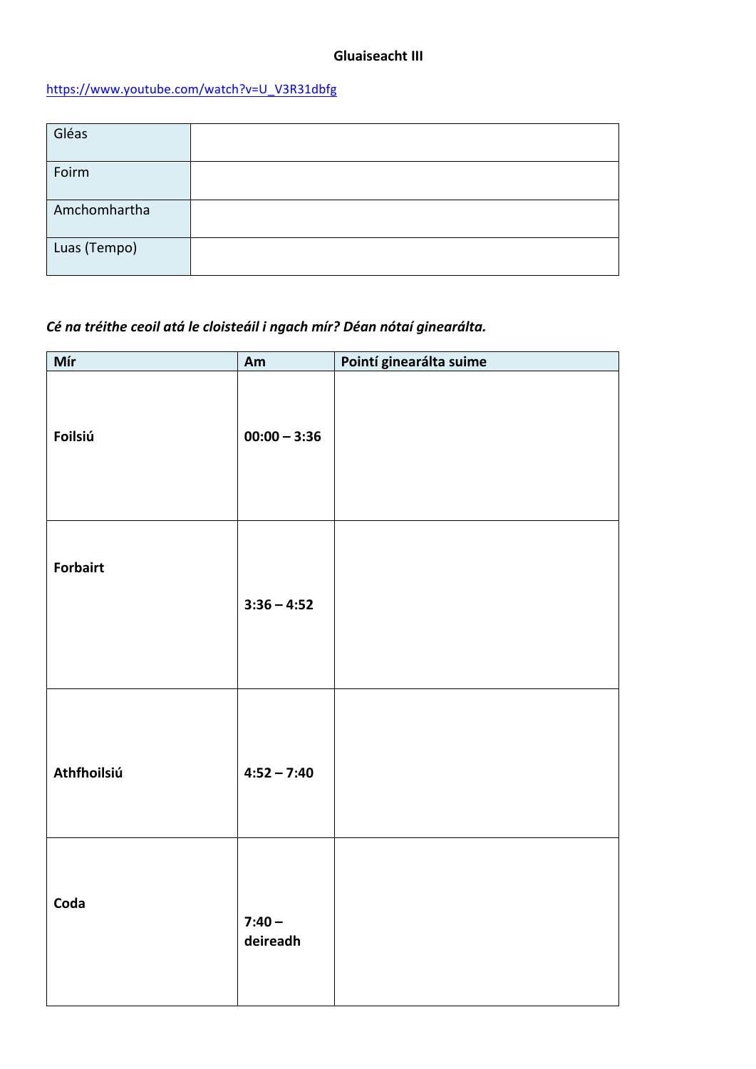**Gluaiseacht III**

https://www.youtube.com/watch?v=U_V3R31dbfg

| Gléas | |
|---|---|
| Foirm | |
| Amchomhartha | |
| Luas (Tempo) | |

***Cé na tréithe ceoil atá le cloisteáil i ngach mír? Déan nótaí ginearálta.***

| Mír | Am | Pointí ginearálta suime |
|---|---|---|
| **Foilsiú** | **00:00 – 3:36** | |
| **Forbairt** | **3:36 – 4:52** | |
| **Athfhoilsiú** | **4:52 – 7:40** | |
| **Coda** | **7:40 – deireadh** | |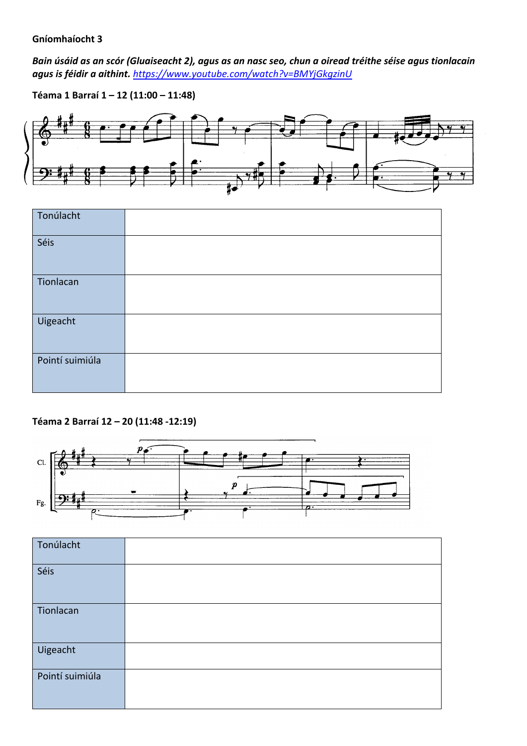**Gníomhaíocht 3**

***Bain úsáid as an scór (Gluaiseacht 2), agus as an nasc seo, chun a oiread tréithe séise agus tionlacain agus is féidir a aithint.*** [*https://www.youtube.com/watch?v=BMYjGkgzinU*](https://www.youtube.com/watch?v=BMYjGkgzinU)

**Téama 1 Barraí 1 – 12 (11:00 – 11:48)**

| Tonúlacht | |
|---|---|
| Séis | |
| Tionlacan | |
| Uigeacht | |
| Pointí suimiúla | |

**Téama 2 Barraí 12 – 20 (11:48 -12:19)**

| Tonúlacht | |
|---|---|
| Séis | |
| Tionlacan | |
| Uigeacht | |
| Pointí suimiúla | |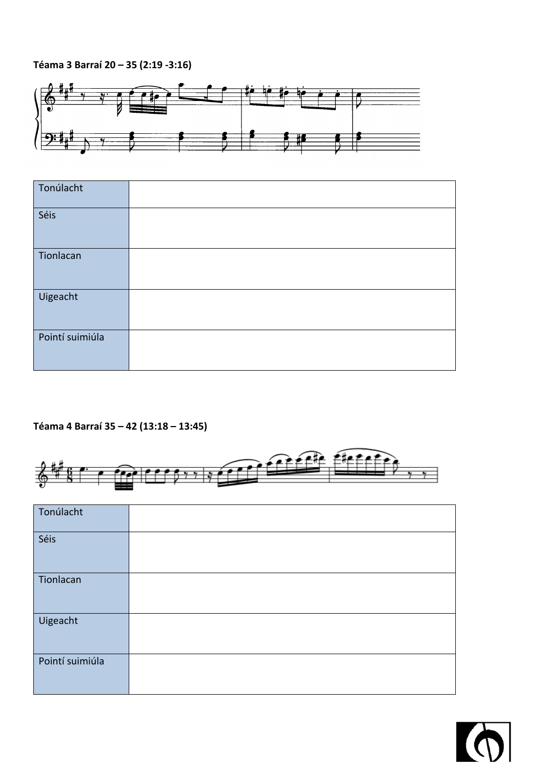**Téama 3 Barraí 20 – 35 (2:19 -3:16)**

| Tonúlacht | |
|---|---|
| Séis | |
| Tionlacan | |
| Uigeacht | |
| Pointí suimiúla | |

**Téama 4 Barraí 35 – 42 (13:18 – 13:45)**

| Tonúlacht | |
|---|---|
| Séis | |
| Tionlacan | |
| Uigeacht | |
| Pointí suimiúla | |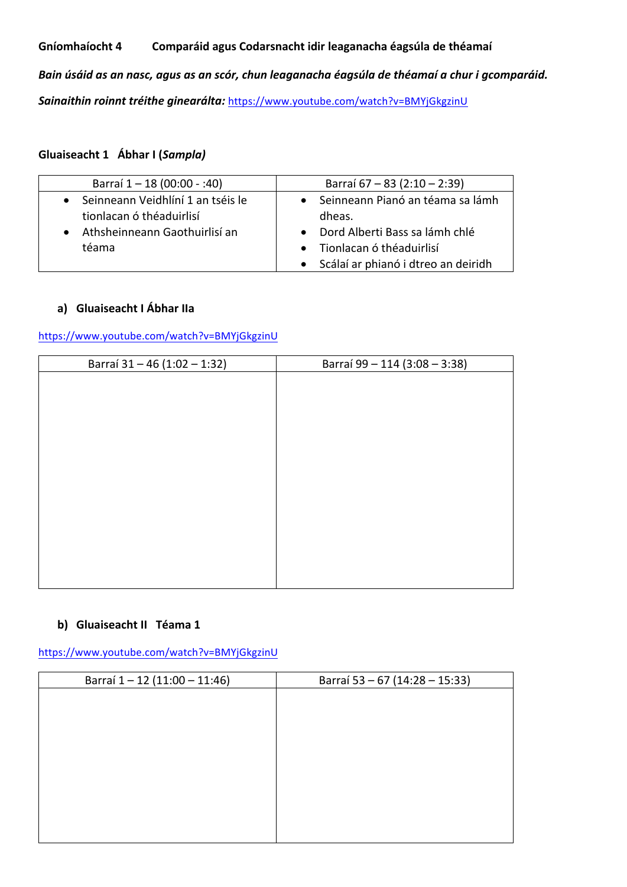**Gníomhaíocht 4 Comparáid agus Codarsnacht idir leaganacha éagsúla de théamaí**

***Bain úsáid as an nasc, agus as an scór, chun leaganacha éagsúla de théamaí a chur i gcomparáid.***

***Sainaithin roinnt tréithe ginearálta:*** https://www.youtube.com/watch?v=BMYjGkgzinU

**Gluaiseacht 1 Ábhar I (*Sampla)***

| Barraí 1 – 18 (00:00 - :40) | Barraí 67 – 83 (2:10 – 2:39) |
|---|---|
| • Seinneann Veidhlíní 1 an tséis le tionlacan ó théaduirlisí<br>• Athsheinneann Gaothuirlisí an téama | • Seinneann Pianó an téama sa lámh dheas.<br>• Dord Alberti Bass sa lámh chlé<br>• Tionlacan ó théaduirlisí<br>• Scálaí ar phianó i dtreo an deiridh |

**a) Gluaiseacht I Ábhar IIa**

https://www.youtube.com/watch?v=BMYjGkgzinU

| Barraí 31 – 46 (1:02 – 1:32) | Barraí 99 – 114 (3:08 – 3:38) |
|---|---|
| | |

**b) Gluaiseacht II Téama 1**

https://www.youtube.com/watch?v=BMYjGkgzinU

| Barraí 1 – 12 (11:00 – 11:46) | Barraí 53 – 67 (14:28 – 15:33) |
|---|---|
| | |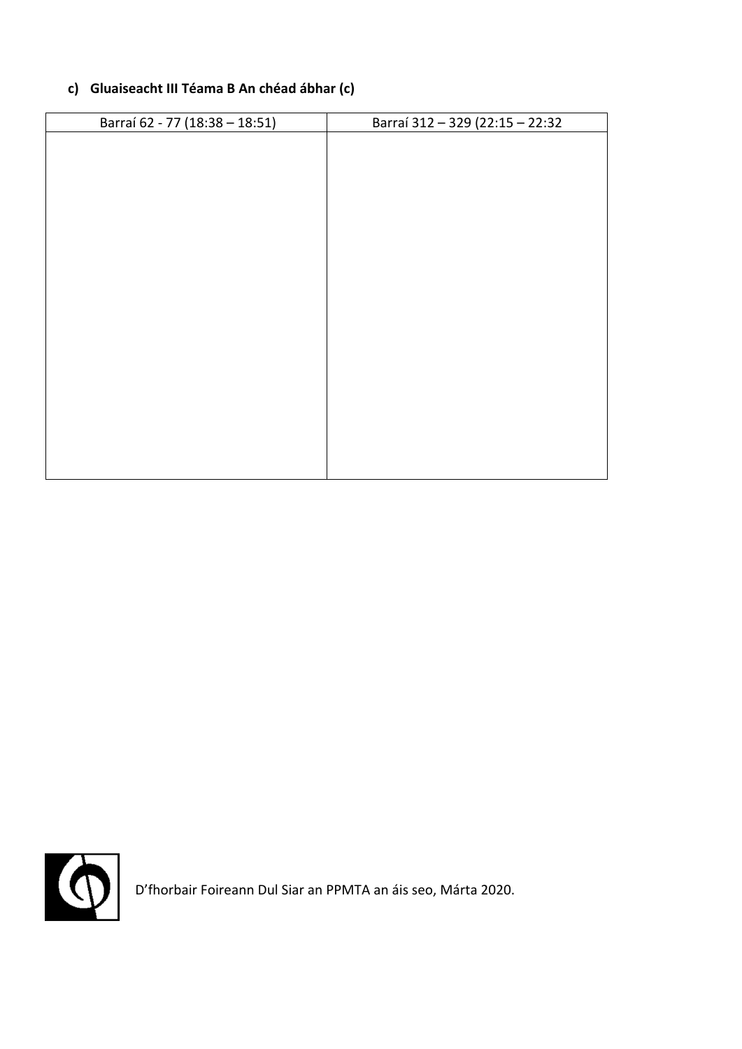**c) Gluaiseacht III Téama B An chéad ábhar (c)**

| Barraí 62 - 77 (18:38 – 18:51) | Barraí 312 – 329 (22:15 – 22:32 |
|---|---|
| | |

D'fhorbair Foireann Dul Siar an PPMTA an áis seo, Márta 2020.